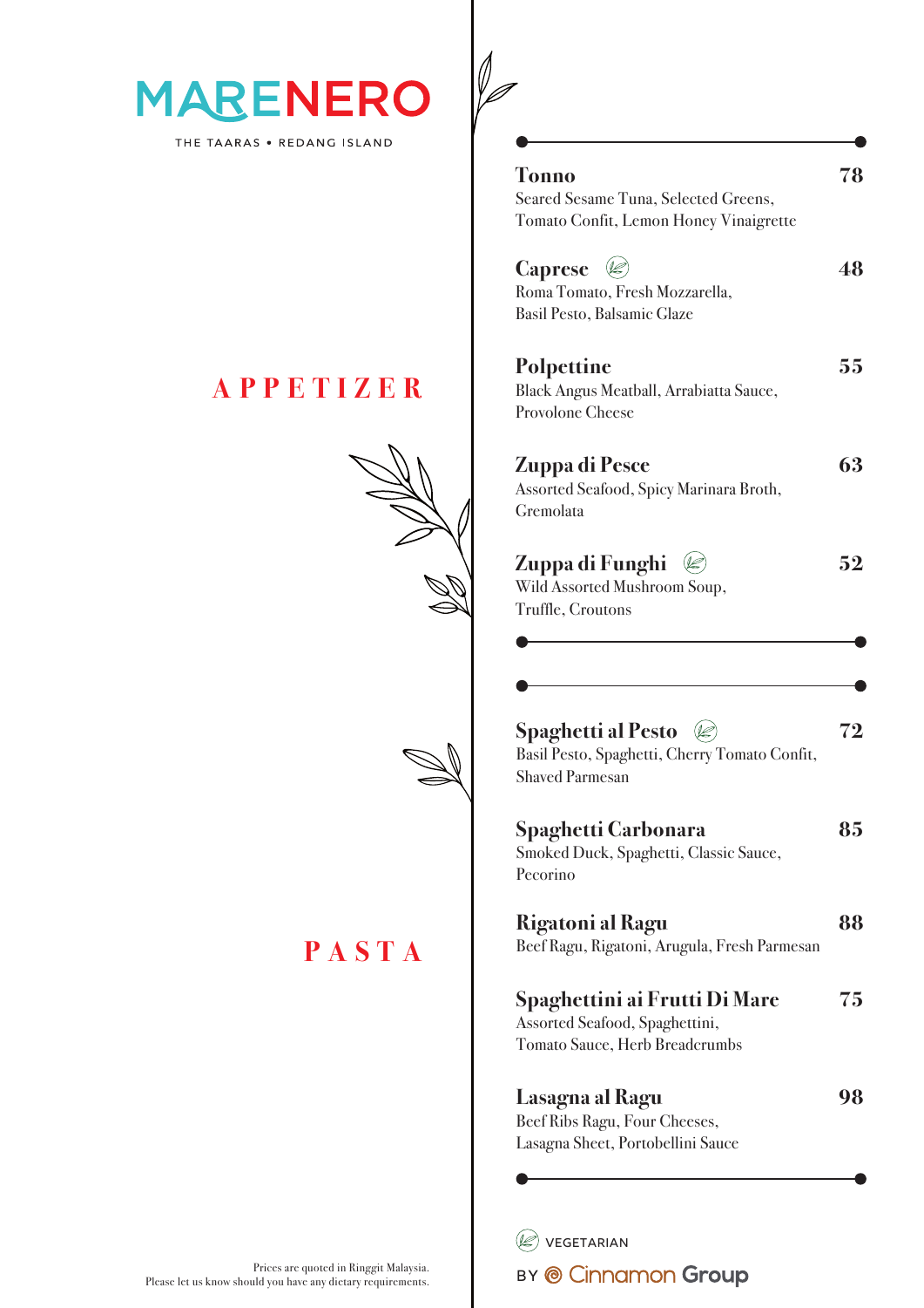# MARENERO

THE TAARAS • REDANG ISLAND

## APPETIZER

**Tonno** — 78
Seared Sesame Tuna, Selected Greens, Tomato Confit, Lemon Honey Vinaigrette

**Caprese** (Vegetarian) — 48
Roma Tomato, Fresh Mozzarella, Basil Pesto, Balsamic Glaze

**Polpettine** — 55
Black Angus Meatball, Arrabiatta Sauce, Provolone Cheese

**Zuppa di Pesce** — 63
Assorted Seafood, Spicy Marinara Broth, Gremolata

**Zuppa di Funghi** (Vegetarian) — 52
Wild Assorted Mushroom Soup, Truffle, Croutons

## PASTA

**Spaghetti al Pesto** (Vegetarian) — 72
Basil Pesto, Spaghetti, Cherry Tomato Confit, Shaved Parmesan

**Spaghetti Carbonara** — 85
Smoked Duck, Spaghetti, Classic Sauce, Pecorino

**Rigatoni al Ragu** — 88
Beef Ragu, Rigatoni, Arugula, Fresh Parmesan

**Spaghettini ai Frutti Di Mare** — 75
Assorted Seafood, Spaghettini, Tomato Sauce, Herb Breadcrumbs

**Lasagna al Ragu** — 98
Beef Ribs Ragu, Four Cheeses, Lasagna Sheet, Portobellini Sauce

VEGETARIAN

Prices are quoted in Ringgit Malaysia.
Please let us know should you have any dietary requirements.

BY Cinnamon Group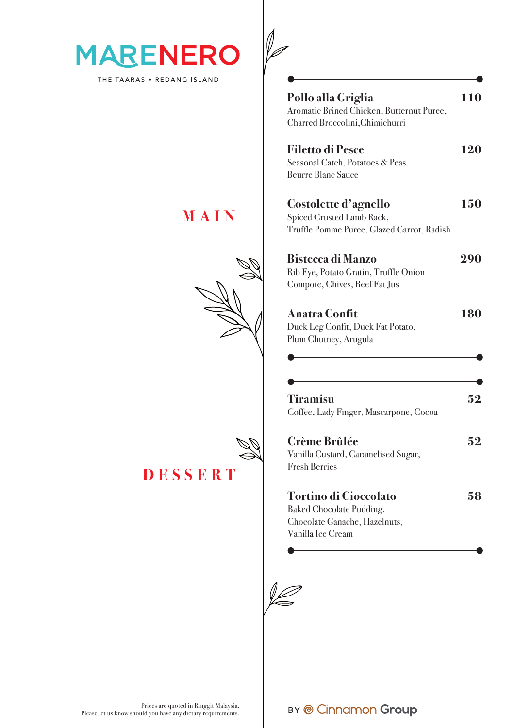# MARENERO

THE TAARAS • REDANG ISLAND

## MAIN

**Pollo alla Griglia** — 110
Aromatic Brined Chicken, Butternut Puree, Charred Broccolini,Chimichurri

**Filetto di Pesce** — 120
Seasonal Catch, Potatoes & Peas, Beurre Blanc Sauce

**Costolette d'agnello** — 150
Spiced Crusted Lamb Rack, Truffle Pomme Puree, Glazed Carrot, Radish

**Bistecca di Manzo** — 290
Rib Eye, Potato Gratin, Truffle Onion Compote, Chives, Beef Fat Jus

**Anatra Confit** — 180
Duck Leg Confit, Duck Fat Potato, Plum Chutney, Arugula

## DESSERT

**Tiramisu** — 52
Coffee, Lady Finger, Mascarpone, Cocoa

**Crème Brûlée** — 52
Vanilla Custard, Caramelised Sugar, Fresh Berries

**Tortino di Cioccolato** — 58
Baked Chocolate Pudding, Chocolate Ganache, Hazelnuts, Vanilla Ice Cream

Prices are quoted in Ringgit Malaysia.
Please let us know should you have any dietary requirements.

BY Cinnamon Group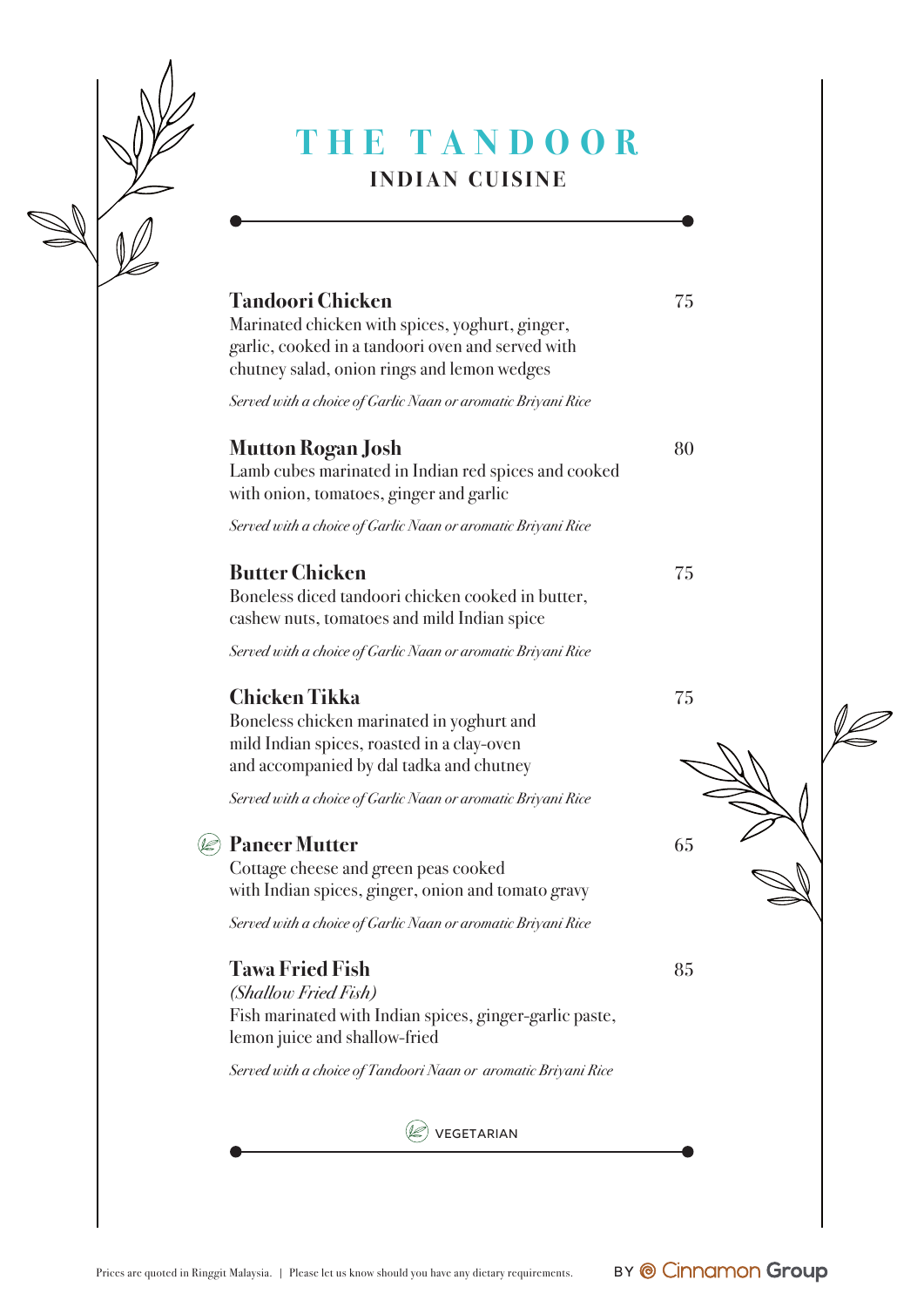# THE TANDOOR

## INDIAN CUISINE

**Tandoori Chicken** 75

Marinated chicken with spices, yoghurt, ginger, garlic, cooked in a tandoori oven and served with chutney salad, onion rings and lemon wedges

*Served with a choice of Garlic Naan or aromatic Briyani Rice*

**Mutton Rogan Josh** 80

Lamb cubes marinated in Indian red spices and cooked with onion, tomatoes, ginger and garlic

*Served with a choice of Garlic Naan or aromatic Briyani Rice*

**Butter Chicken** 75

Boneless diced tandoori chicken cooked in butter, cashew nuts, tomatoes and mild Indian spice

*Served with a choice of Garlic Naan or aromatic Briyani Rice*

**Chicken Tikka** 75

Boneless chicken marinated in yoghurt and mild Indian spices, roasted in a clay-oven and accompanied by dal tadka and chutney

*Served with a choice of Garlic Naan or aromatic Briyani Rice*

**Paneer Mutter** (Vegetarian) 65

Cottage cheese and green peas cooked with Indian spices, ginger, onion and tomato gravy

*Served with a choice of Garlic Naan or aromatic Briyani Rice*

**Tawa Fried Fish** 85

*(Shallow Fried Fish)*

Fish marinated with Indian spices, ginger-garlic paste, lemon juice and shallow-fried

*Served with a choice of Tandoori Naan or aromatic Briyani Rice*

VEGETARIAN

Prices are quoted in Ringgit Malaysia. | Please let us know should you have any dietary requirements.

BY Cinnamon Group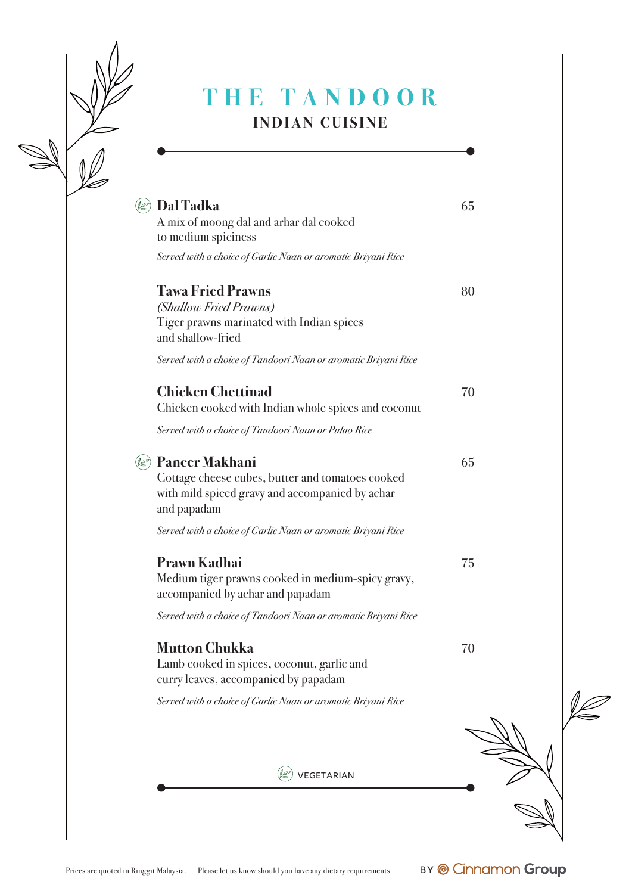# THE TANDOOR

## INDIAN CUISINE

### Dal Tadka (Vegetarian) — 65

A mix of moong dal and arhar dal cooked to medium spiciness

*Served with a choice of Garlic Naan or aromatic Briyani Rice*

### Tawa Fried Prawns — 80

*(Shallow Fried Prawns)*

Tiger prawns marinated with Indian spices and shallow-fried

*Served with a choice of Tandoori Naan or aromatic Briyani Rice*

### Chicken Chettinad — 70

Chicken cooked with Indian whole spices and coconut

*Served with a choice of Tandoori Naan or Pulao Rice*

### Paneer Makhani (Vegetarian) — 65

Cottage cheese cubes, butter and tomatoes cooked with mild spiced gravy and accompanied by achar and papadam

*Served with a choice of Garlic Naan or aromatic Briyani Rice*

### Prawn Kadhai — 75

Medium tiger prawns cooked in medium-spicy gravy, accompanied by achar and papadam

*Served with a choice of Tandoori Naan or aromatic Briyani Rice*

### Mutton Chukka — 70

Lamb cooked in spices, coconut, garlic and curry leaves, accompanied by papadam

*Served with a choice of Garlic Naan or aromatic Briyani Rice*

VEGETARIAN

Prices are quoted in Ringgit Malaysia. | Please let us know should you have any dietary requirements.

BY Cinnamon Group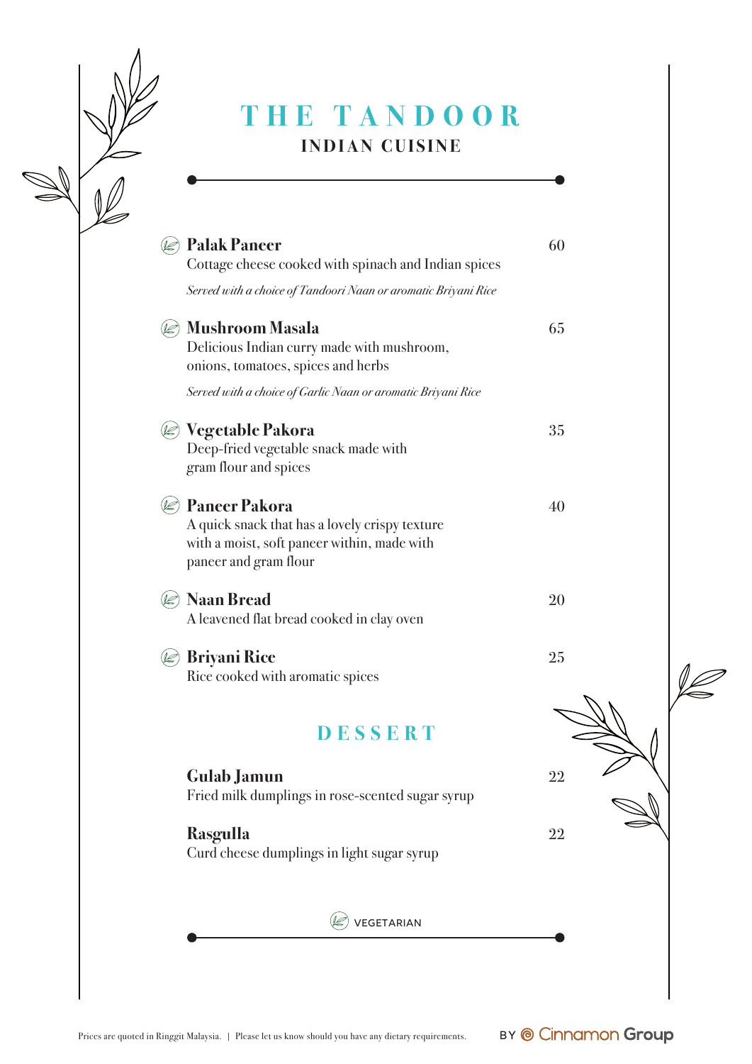# THE TANDOOR

## INDIAN CUISINE

**Palak Paneer** — 60
Cottage cheese cooked with spinach and Indian spices
*Served with a choice of Tandoori Naan or aromatic Briyani Rice*

**Mushroom Masala** — 65
Delicious Indian curry made with mushroom, onions, tomatoes, spices and herbs
*Served with a choice of Garlic Naan or aromatic Briyani Rice*

**Vegetable Pakora** — 35
Deep-fried vegetable snack made with gram flour and spices

**Paneer Pakora** — 40
A quick snack that has a lovely crispy texture with a moist, soft paneer within, made with paneer and gram flour

**Naan Bread** — 20
A leavened flat bread cooked in clay oven

**Briyani Rice** — 25
Rice cooked with aromatic spices

## DESSERT

**Gulab Jamun** — 22
Fried milk dumplings in rose-scented sugar syrup

**Rasgulla** — 22
Curd cheese dumplings in light sugar syrup

VEGETARIAN

Prices are quoted in Ringgit Malaysia. | Please let us know should you have any dietary requirements.

BY Cinnamon Group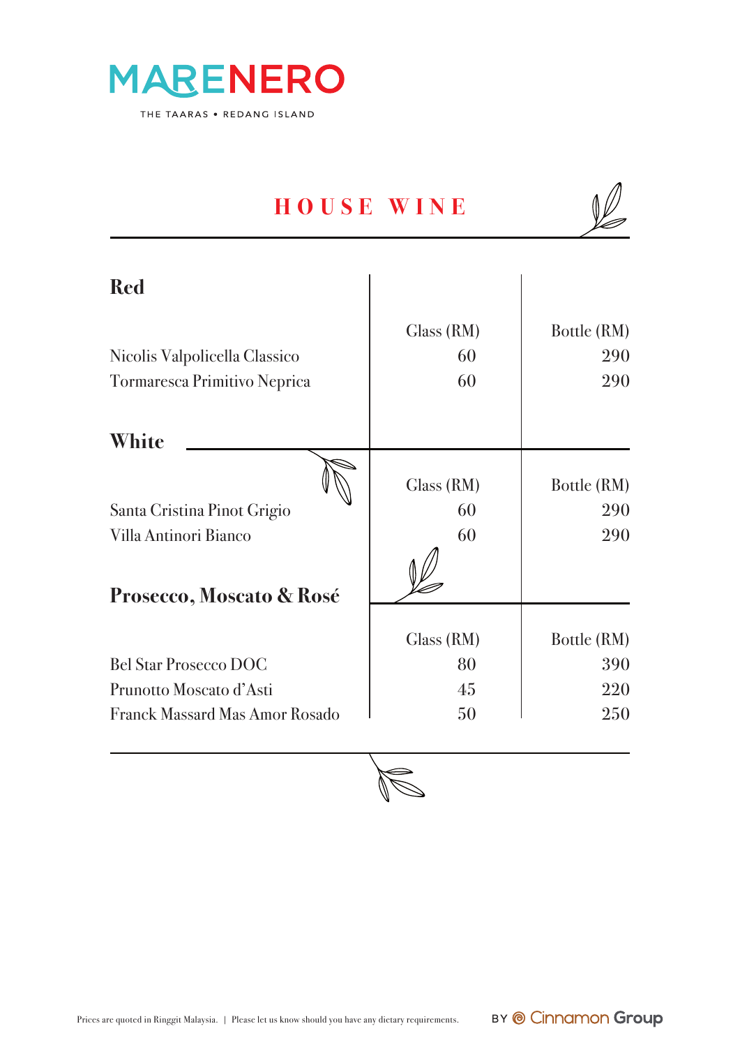MARENERO

THE TAARAS • REDANG ISLAND

# HOUSE WINE

## Red

| | Glass (RM) | Bottle (RM) |
|---|---|---|
| Nicolis Valpolicella Classico | 60 | 290 |
| Tormaresca Primitivo Neprica | 60 | 290 |

## White

| | Glass (RM) | Bottle (RM) |
|---|---|---|
| Santa Cristina Pinot Grigio | 60 | 290 |
| Villa Antinori Bianco | 60 | 290 |

## Prosecco, Moscato & Rosé

| | Glass (RM) | Bottle (RM) |
|---|---|---|
| Bel Star Prosecco DOC | 80 | 390 |
| Prunotto Moscato d'Asti | 45 | 220 |
| Franck Massard Mas Amor Rosado | 50 | 250 |

Prices are quoted in Ringgit Malaysia. | Please let us know should you have any dietary requirements.

BY Cinnamon Group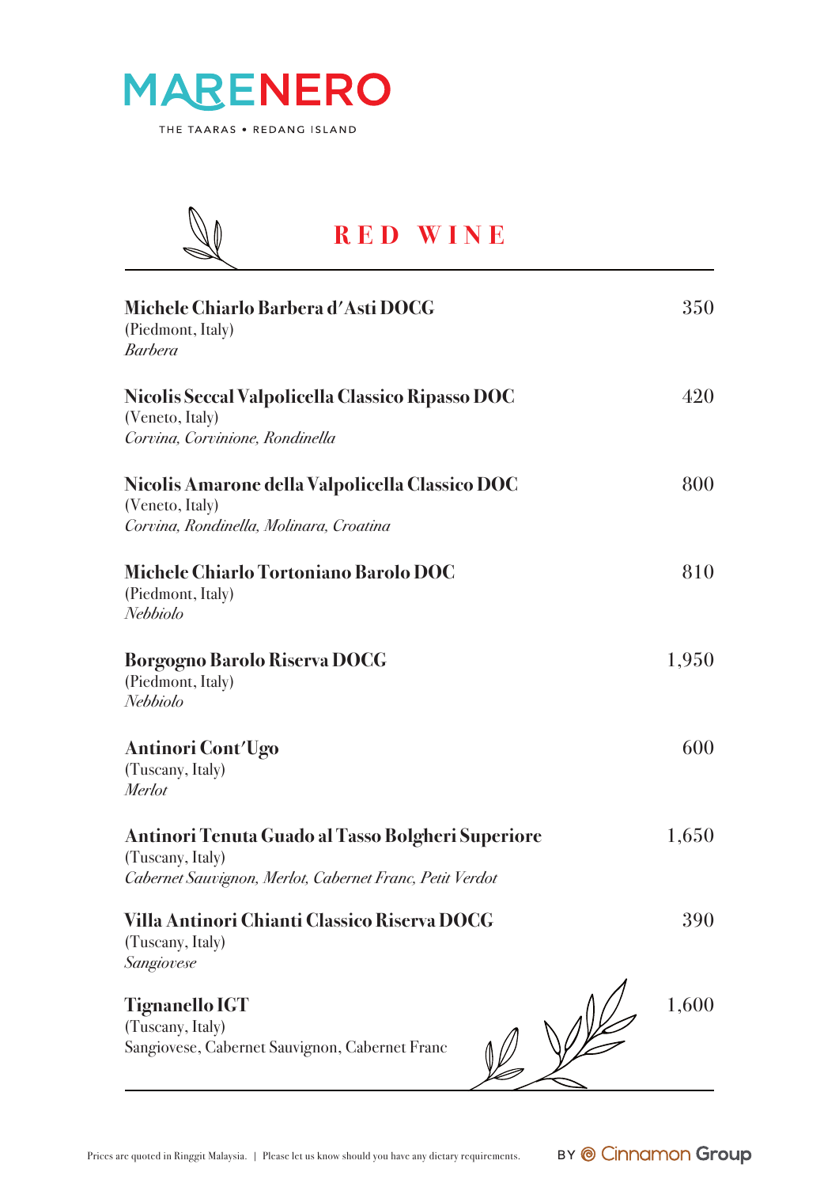# MARENERO

THE TAARAS • REDANG ISLAND

## RED WINE

**Michele Chiarlo Barbera d'Asti DOCG** — 350
(Piedmont, Italy)
*Barbera*

**Nicolis Seccal Valpolicella Classico Ripasso DOC** — 420
(Veneto, Italy)
*Corvina, Corvinione, Rondinella*

**Nicolis Amarone della Valpolicella Classico DOC** — 800
(Veneto, Italy)
*Corvina, Rondinella, Molinara, Croatina*

**Michele Chiarlo Tortoniano Barolo DOC** — 810
(Piedmont, Italy)
*Nebbiolo*

**Borgogno Barolo Riserva DOCG** — 1,950
(Piedmont, Italy)
*Nebbiolo*

**Antinori Cont'Ugo** — 600
(Tuscany, Italy)
*Merlot*

**Antinori Tenuta Guado al Tasso Bolgheri Superiore** — 1,650
(Tuscany, Italy)
*Cabernet Sauvignon, Merlot, Cabernet Franc, Petit Verdot*

**Villa Antinori Chianti Classico Riserva DOCG** — 390
(Tuscany, Italy)
*Sangiovese*

**Tignanello IGT** — 1,600
(Tuscany, Italy)
Sangiovese, Cabernet Sauvignon, Cabernet Franc

Prices are quoted in Ringgit Malaysia. | Please let us know should you have any dietary requirements.

BY Cinnamon Group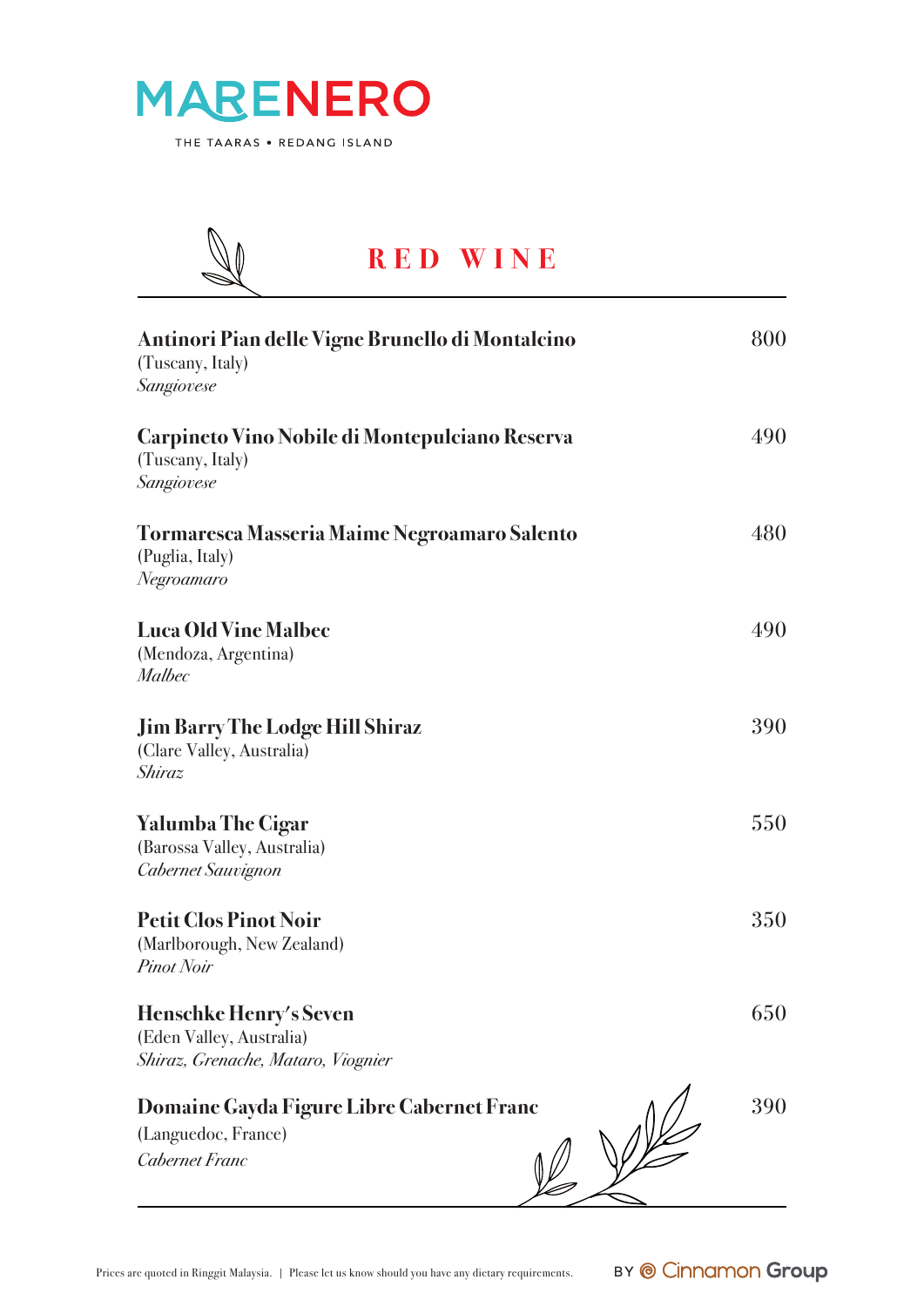MARENERO

THE TAARAS • REDANG ISLAND

## RED WINE

**Antinori Pian delle Vigne Brunello di Montalcino** — 800
(Tuscany, Italy)
*Sangiovese*

**Carpineto Vino Nobile di Montepulciano Reserva** — 490
(Tuscany, Italy)
*Sangiovese*

**Tormaresca Masseria Maime Negroamaro Salento** — 480
(Puglia, Italy)
*Negroamaro*

**Luca Old Vine Malbec** — 490
(Mendoza, Argentina)
*Malbec*

**Jim Barry The Lodge Hill Shiraz** — 390
(Clare Valley, Australia)
*Shiraz*

**Yalumba The Cigar** — 550
(Barossa Valley, Australia)
*Cabernet Sauvignon*

**Petit Clos Pinot Noir** — 350
(Marlborough, New Zealand)
*Pinot Noir*

**Henschke Henry's Seven** — 650
(Eden Valley, Australia)
*Shiraz, Grenache, Mataro, Viognier*

**Domaine Gayda Figure Libre Cabernet Franc** — 390
(Languedoc, France)
*Cabernet Franc*

Prices are quoted in Ringgit Malaysia. | Please let us know should you have any dietary requirements.

BY Cinnamon Group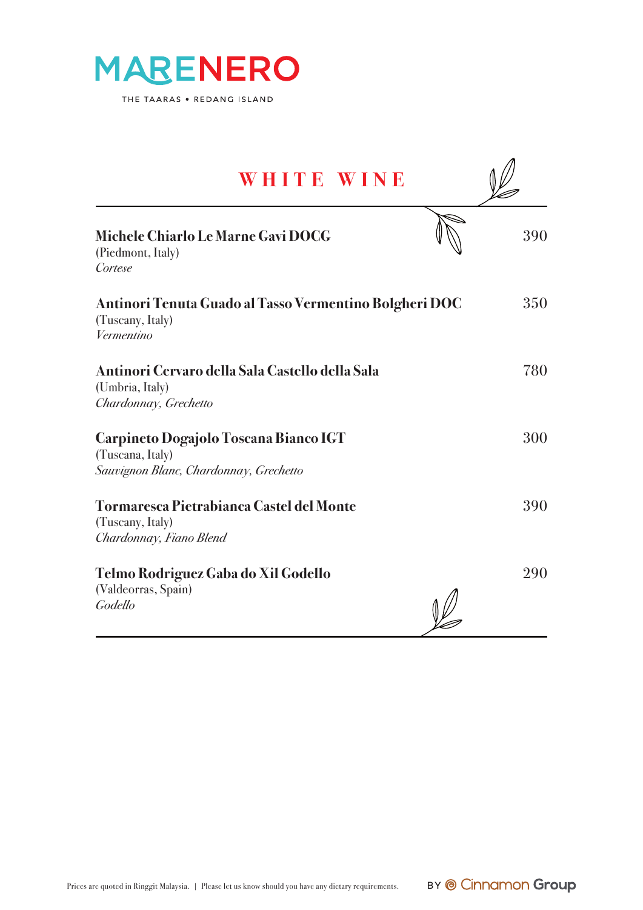MARENERO

THE TAARAS • REDANG ISLAND

## WHITE WINE

**Michele Chiarlo Le Marne Gavi DOCG** — 390
(Piedmont, Italy)
*Cortese*

**Antinori Tenuta Guado al Tasso Vermentino Bolgheri DOC** — 350
(Tuscany, Italy)
*Vermentino*

**Antinori Cervaro della Sala Castello della Sala** — 780
(Umbria, Italy)
*Chardonnay, Grechetto*

**Carpineto Dogajolo Toscana Bianco IGT** — 300
(Tuscana, Italy)
*Sauvignon Blanc, Chardonnay, Grechetto*

**Tormaresca Pietrabianca Castel del Monte** — 390
(Tuscany, Italy)
*Chardonnay, Fiano Blend*

**Telmo Rodriguez Gaba do Xil Godello** — 290
(Valdeorras, Spain)
*Godello*

Prices are quoted in Ringgit Malaysia. | Please let us know should you have any dietary requirements.

BY Cinnamon Group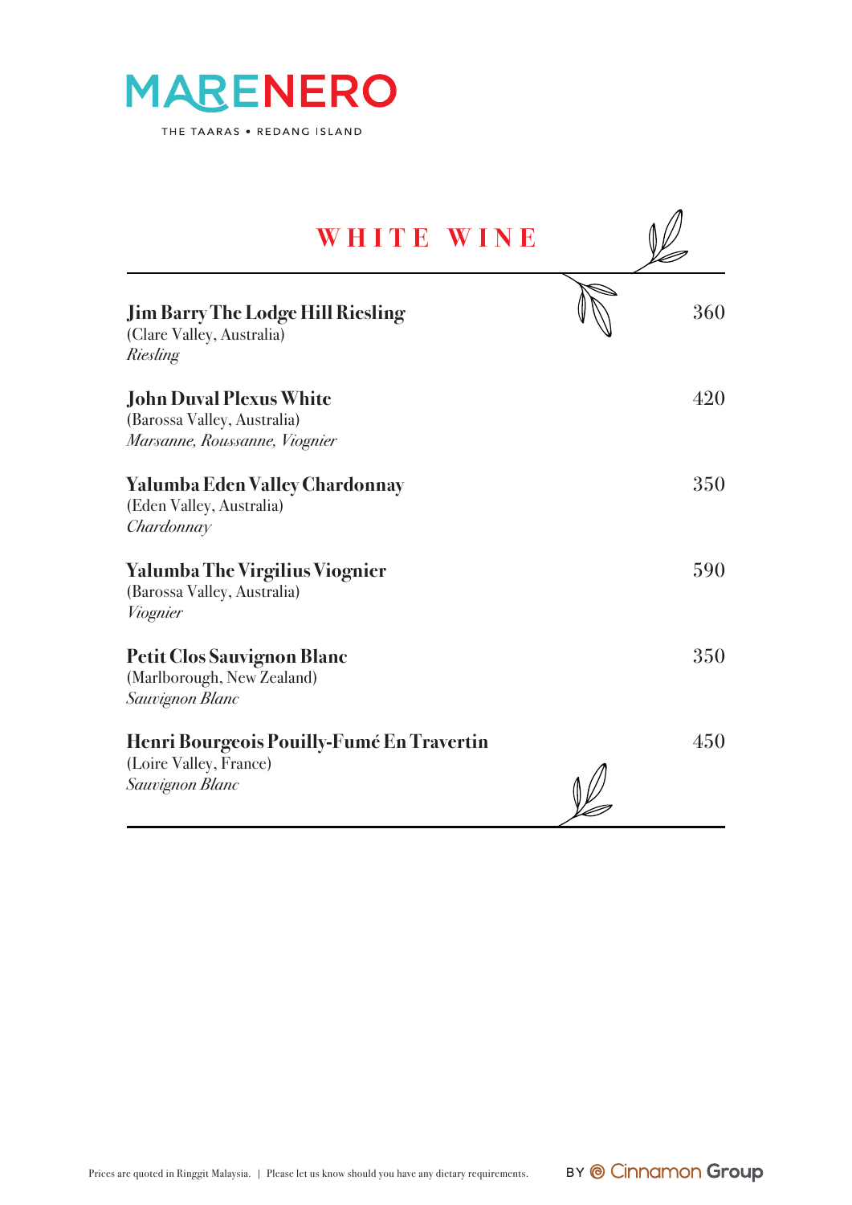# MARENERO

THE TAARAS • REDANG ISLAND

## WHITE WINE

**Jim Barry The Lodge Hill Riesling** 360
(Clare Valley, Australia)
*Riesling*

**John Duval Plexus White** 420
(Barossa Valley, Australia)
*Marsanne, Roussanne, Viognier*

**Yalumba Eden Valley Chardonnay** 350
(Eden Valley, Australia)
*Chardonnay*

**Yalumba The Virgilius Viognier** 590
(Barossa Valley, Australia)
*Viognier*

**Petit Clos Sauvignon Blanc** 350
(Marlborough, New Zealand)
*Sauvignon Blanc*

**Henri Bourgeois Pouilly-Fumé En Travertin** 450
(Loire Valley, France)
*Sauvignon Blanc*

Prices are quoted in Ringgit Malaysia. | Please let us know should you have any dietary requirements.

BY Cinnamon Group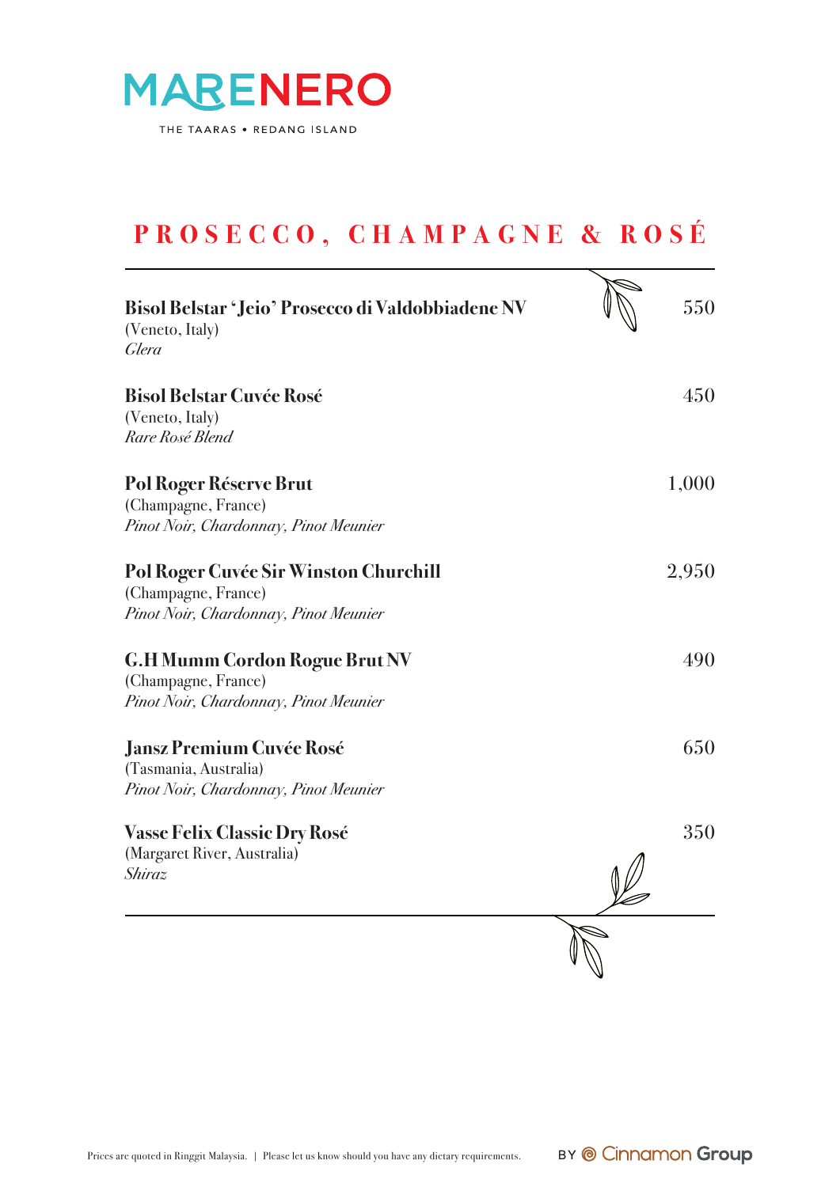MARENERO

THE TAARAS • REDANG ISLAND

# PROSECCO, CHAMPAGNE & ROSÉ

**Bisol Belstar 'Jeio' Prosecco di Valdobbiadene NV** — 550
(Veneto, Italy)
*Glera*

**Bisol Belstar Cuvée Rosé** — 450
(Veneto, Italy)
*Rare Rosé Blend*

**Pol Roger Réserve Brut** — 1,000
(Champagne, France)
*Pinot Noir, Chardonnay, Pinot Meunier*

**Pol Roger Cuvée Sir Winston Churchill** — 2,950
(Champagne, France)
*Pinot Noir, Chardonnay, Pinot Meunier*

**G.H Mumm Cordon Rogue Brut NV** — 490
(Champagne, France)
*Pinot Noir, Chardonnay, Pinot Meunier*

**Jansz Premium Cuvée Rosé** — 650
(Tasmania, Australia)
*Pinot Noir, Chardonnay, Pinot Meunier*

**Vasse Felix Classic Dry Rosé** — 350
(Margaret River, Australia)
*Shiraz*

Prices are quoted in Ringgit Malaysia. | Please let us know should you have any dietary requirements.

BY Cinnamon Group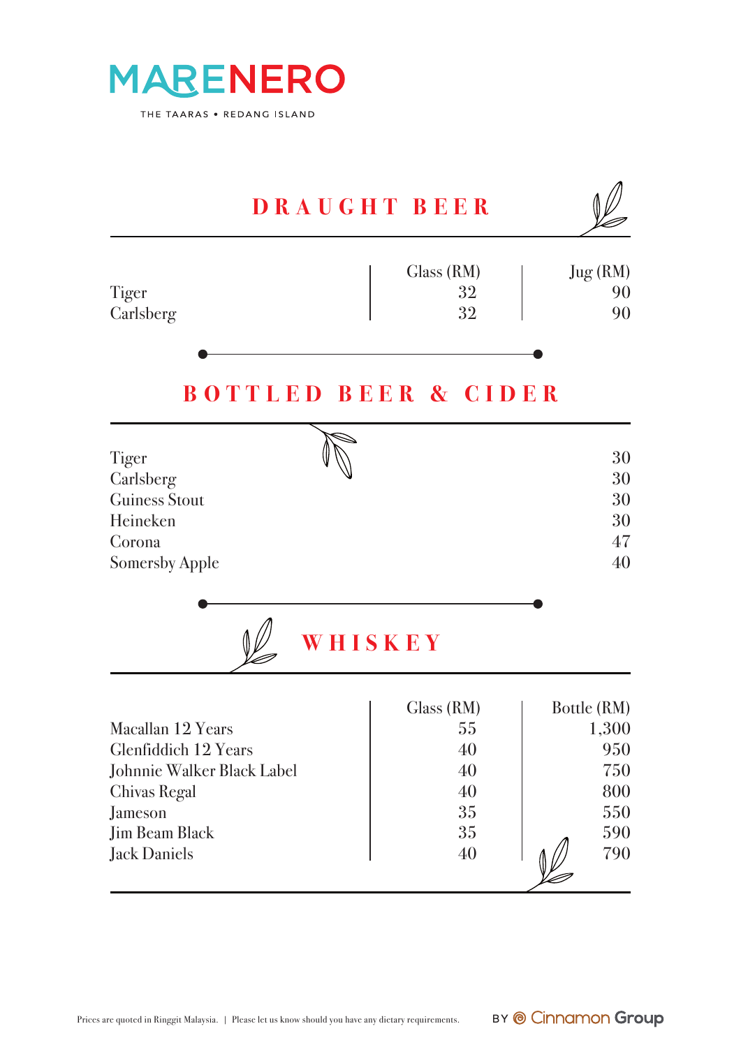# MARENERO

THE TAARAS • REDANG ISLAND

## DRAUGHT BEER

| | Glass (RM) | Jug (RM) |
|---|---|---|
| Tiger | 32 | 90 |
| Carlsberg | 32 | 90 |

## BOTTLED BEER & CIDER

| | |
|---|---|
| Tiger | 30 |
| Carlsberg | 30 |
| Guiness Stout | 30 |
| Heineken | 30 |
| Corona | 47 |
| Somersby Apple | 40 |

## WHISKEY

| | Glass (RM) | Bottle (RM) |
|---|---|---|
| Macallan 12 Years | 55 | 1,300 |
| Glenfiddich 12 Years | 40 | 950 |
| Johnnie Walker Black Label | 40 | 750 |
| Chivas Regal | 40 | 800 |
| Jameson | 35 | 550 |
| Jim Beam Black | 35 | 590 |
| Jack Daniels | 40 | 790 |

Prices are quoted in Ringgit Malaysia. | Please let us know should you have any dietary requirements.

BY Cinnamon Group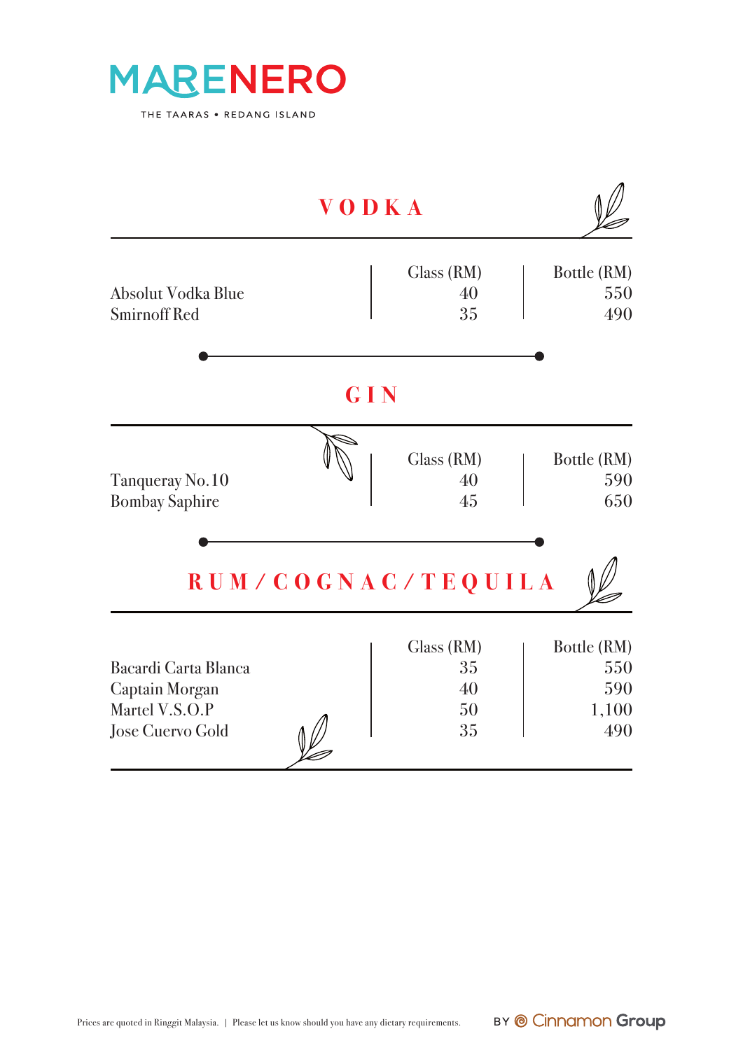# MARENERO

THE TAARAS • REDANG ISLAND

## VODKA

| | Glass (RM) | Bottle (RM) |
|---|---|---|
| Absolut Vodka Blue | 40 | 550 |
| Smirnoff Red | 35 | 490 |

## GIN

| | Glass (RM) | Bottle (RM) |
|---|---|---|
| Tanqueray No.10 | 40 | 590 |
| Bombay Saphire | 45 | 650 |

## RUM / COGNAC / TEQUILA

| | Glass (RM) | Bottle (RM) |
|---|---|---|
| Bacardi Carta Blanca | 35 | 550 |
| Captain Morgan | 40 | 590 |
| Martel V.S.O.P | 50 | 1,100 |
| Jose Cuervo Gold | 35 | 490 |

Prices are quoted in Ringgit Malaysia. | Please let us know should you have any dietary requirements.

BY Cinnamon Group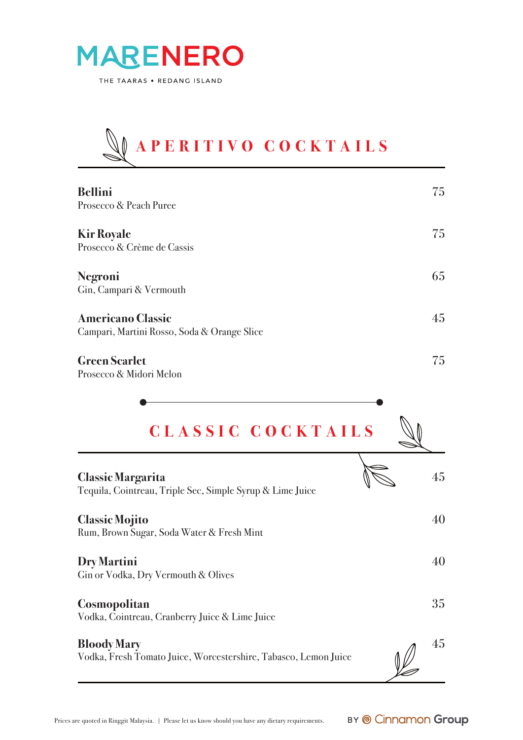# MARENERO

THE TAARAS • REDANG ISLAND

## APERITIVO COCKTAILS

**Bellini** 75
Prosecco & Peach Puree

**Kir Royale** 75
Prosecco & Crème de Cassis

**Negroni** 65
Gin, Campari & Vermouth

**Americano Classic** 45
Campari, Martini Rosso, Soda & Orange Slice

**Green Scarlet** 75
Prosecco & Midori Melon

## CLASSIC COCKTAILS

**Classic Margarita** 45
Tequila, Cointreau, Triple Sec, Simple Syrup & Lime Juice

**Classic Mojito** 40
Rum, Brown Sugar, Soda Water & Fresh Mint

**Dry Martini** 40
Gin or Vodka, Dry Vermouth & Olives

**Cosmopolitan** 35
Vodka, Cointreau, Cranberry Juice & Lime Juice

**Bloody Mary** 45
Vodka, Fresh Tomato Juice, Worcestershire, Tabasco, Lemon Juice

Prices are quoted in Ringgit Malaysia. | Please let us know should you have any dietary requirements.

BY Cinnamon Group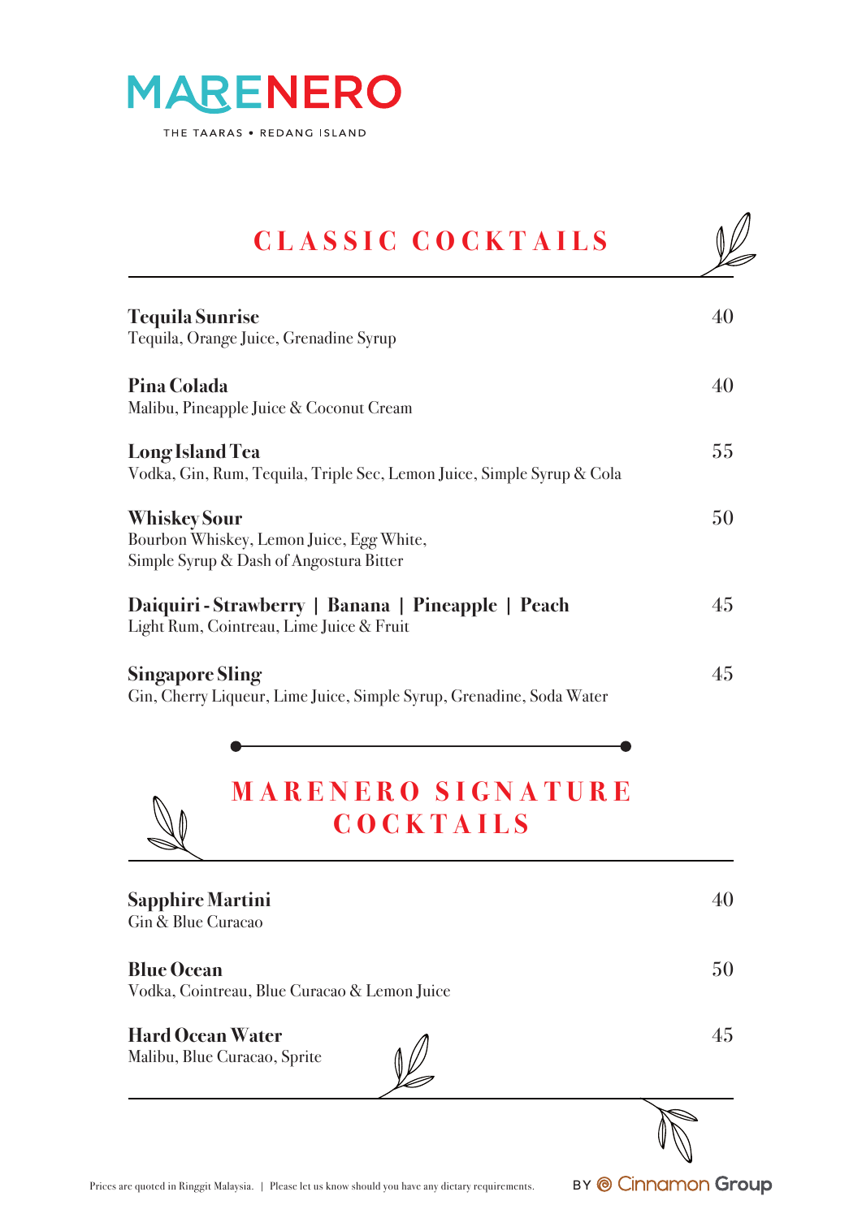# MARENERO

THE TAARAS • REDANG ISLAND

## CLASSIC COCKTAILS

**Tequila Sunrise** — 40
Tequila, Orange Juice, Grenadine Syrup

**Pina Colada** — 40
Malibu, Pineapple Juice & Coconut Cream

**Long Island Tea** — 55
Vodka, Gin, Rum, Tequila, Triple Sec, Lemon Juice, Simple Syrup & Cola

**Whiskey Sour** — 50
Bourbon Whiskey, Lemon Juice, Egg White,
Simple Syrup & Dash of Angostura Bitter

**Daiquiri - Strawberry | Banana | Pineapple | Peach** — 45
Light Rum, Cointreau, Lime Juice & Fruit

**Singapore Sling** — 45
Gin, Cherry Liqueur, Lime Juice, Simple Syrup, Grenadine, Soda Water

## MARENERO SIGNATURE COCKTAILS

**Sapphire Martini** — 40
Gin & Blue Curacao

**Blue Ocean** — 50
Vodka, Cointreau, Blue Curacao & Lemon Juice

**Hard Ocean Water** — 45
Malibu, Blue Curacao, Sprite

Prices are quoted in Ringgit Malaysia. | Please let us know should you have any dietary requirements.

BY Cinnamon Group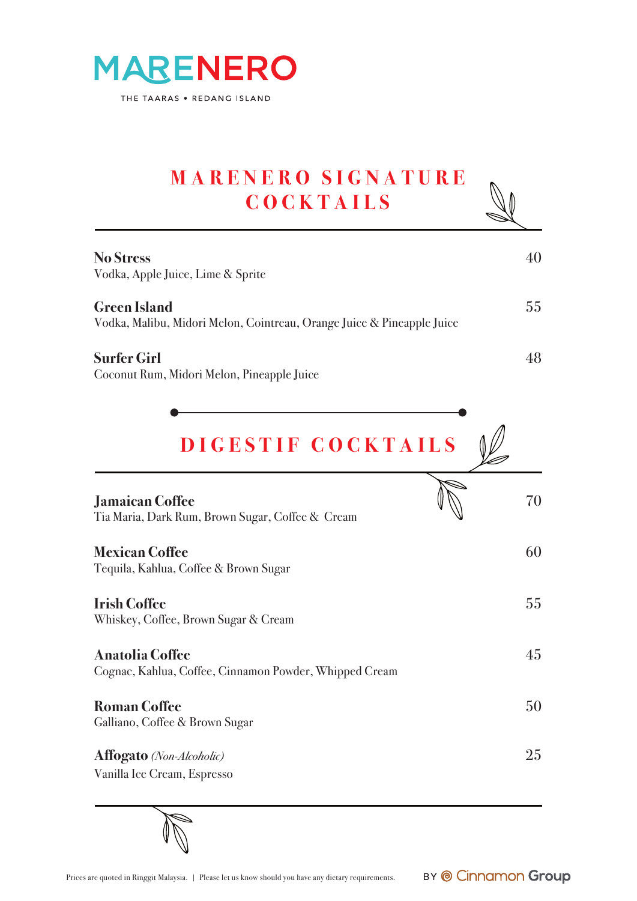# MARENERO

THE TAARAS • REDANG ISLAND

## MARENERO SIGNATURE COCKTAILS

**No Stress** — 40
Vodka, Apple Juice, Lime & Sprite

**Green Island** — 55
Vodka, Malibu, Midori Melon, Cointreau, Orange Juice & Pineapple Juice

**Surfer Girl** — 48
Coconut Rum, Midori Melon, Pineapple Juice

## DIGESTIF COCKTAILS

**Jamaican Coffee** — 70
Tia Maria, Dark Rum, Brown Sugar, Coffee & Cream

**Mexican Coffee** — 60
Tequila, Kahlua, Coffee & Brown Sugar

**Irish Coffee** — 55
Whiskey, Coffee, Brown Sugar & Cream

**Anatolia Coffee** — 45
Cognac, Kahlua, Coffee, Cinnamon Powder, Whipped Cream

**Roman Coffee** — 50
Galliano, Coffee & Brown Sugar

**Affogato** *(Non-Alcoholic)* — 25
Vanilla Ice Cream, Espresso

Prices are quoted in Ringgit Malaysia. | Please let us know should you have any dietary requirements.

BY Cinnamon Group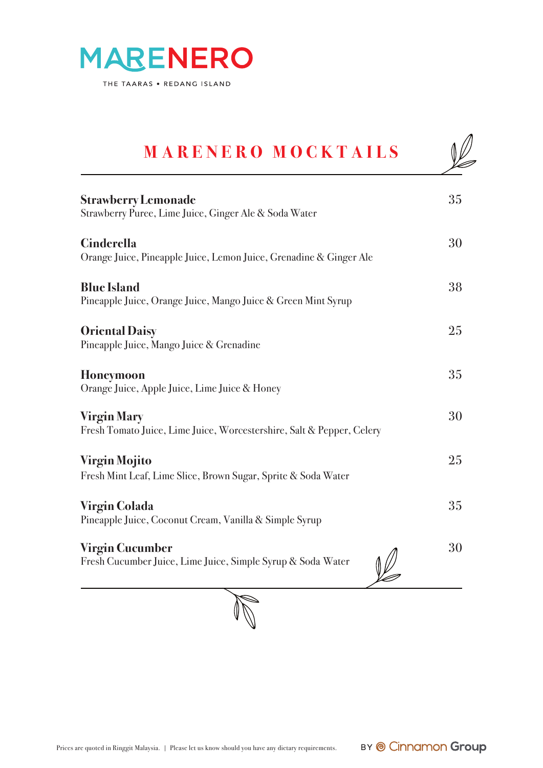# MARENERO

THE TAARAS • REDANG ISLAND

## MARENERO MOCKTAILS

**Strawberry Lemonade** — 35
Strawberry Puree, Lime Juice, Ginger Ale & Soda Water

**Cinderella** — 30
Orange Juice, Pineapple Juice, Lemon Juice, Grenadine & Ginger Ale

**Blue Island** — 38
Pineapple Juice, Orange Juice, Mango Juice & Green Mint Syrup

**Oriental Daisy** — 25
Pineapple Juice, Mango Juice & Grenadine

**Honeymoon** — 35
Orange Juice, Apple Juice, Lime Juice & Honey

**Virgin Mary** — 30
Fresh Tomato Juice, Lime Juice, Worcestershire, Salt & Pepper, Celery

**Virgin Mojito** — 25
Fresh Mint Leaf, Lime Slice, Brown Sugar, Sprite & Soda Water

**Virgin Colada** — 35
Pineapple Juice, Coconut Cream, Vanilla & Simple Syrup

**Virgin Cucumber** — 30
Fresh Cucumber Juice, Lime Juice, Simple Syrup & Soda Water

Prices are quoted in Ringgit Malaysia. | Please let us know should you have any dietary requirements.

BY Cinnamon Group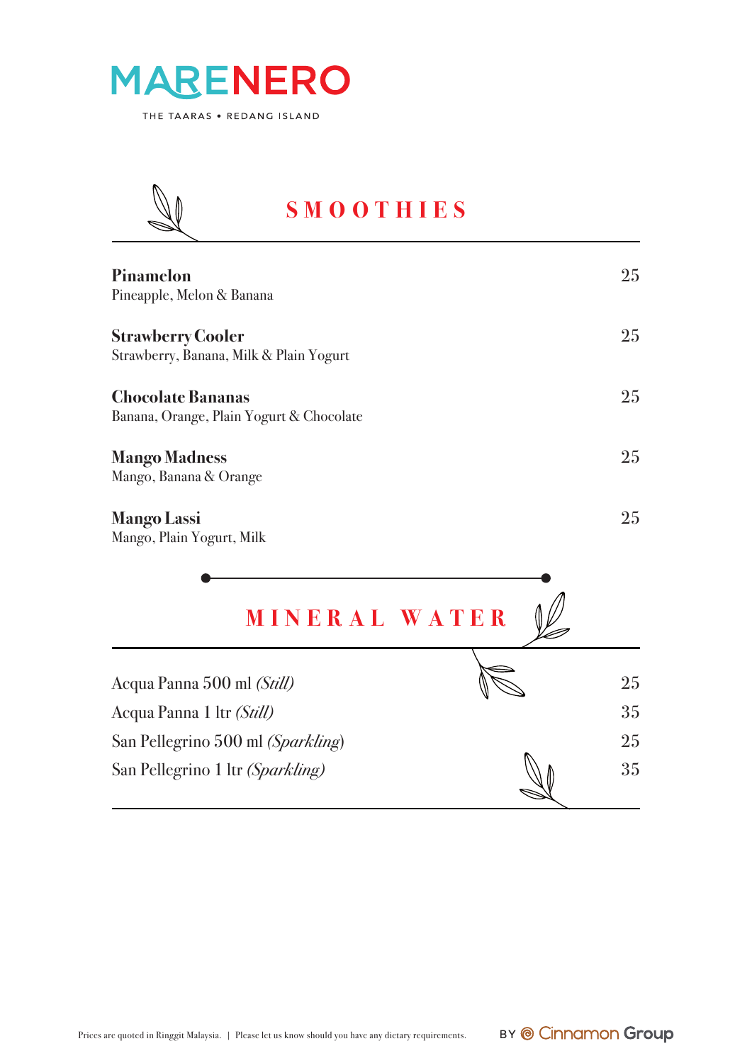# MARENERO

THE TAARAS • REDANG ISLAND

## SMOOTHIES

**Pinamelon** — 25
Pineapple, Melon & Banana

**Strawberry Cooler** — 25
Strawberry, Banana, Milk & Plain Yogurt

**Chocolate Bananas** — 25
Banana, Orange, Plain Yogurt & Chocolate

**Mango Madness** — 25
Mango, Banana & Orange

**Mango Lassi** — 25
Mango, Plain Yogurt, Milk

## MINERAL WATER

| | |
|---|---|
| Acqua Panna 500 ml *(Still)* | 25 |
| Acqua Panna 1 ltr *(Still)* | 35 |
| San Pellegrino 500 ml *(Sparkling)* | 25 |
| San Pellegrino 1 ltr *(Sparkling)* | 35 |

Prices are quoted in Ringgit Malaysia. | Please let us know should you have any dietary requirements.

BY Cinnamon Group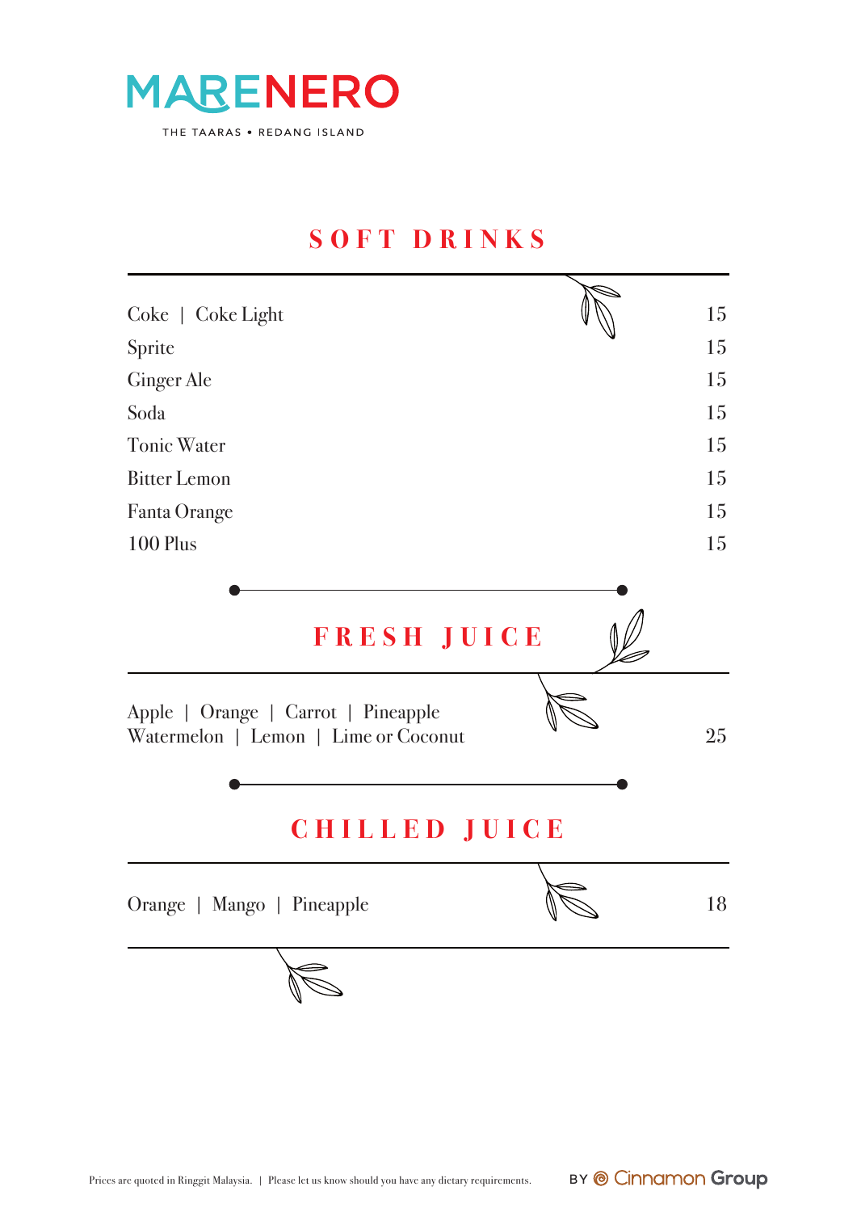# MARENERO

THE TAARAS • REDANG ISLAND

## SOFT DRINKS

| | |
|---|---|
| Coke \| Coke Light | 15 |
| Sprite | 15 |
| Ginger Ale | 15 |
| Soda | 15 |
| Tonic Water | 15 |
| Bitter Lemon | 15 |
| Fanta Orange | 15 |
| 100 Plus | 15 |

## FRESH JUICE

| | |
|---|---|
| Apple \| Orange \| Carrot \| Pineapple<br>Watermelon \| Lemon \| Lime or Coconut | 25 |

## CHILLED JUICE

| | |
|---|---|
| Orange \| Mango \| Pineapple | 18 |

Prices are quoted in Ringgit Malaysia. | Please let us know should you have any dietary requirements.

BY Cinnamon Group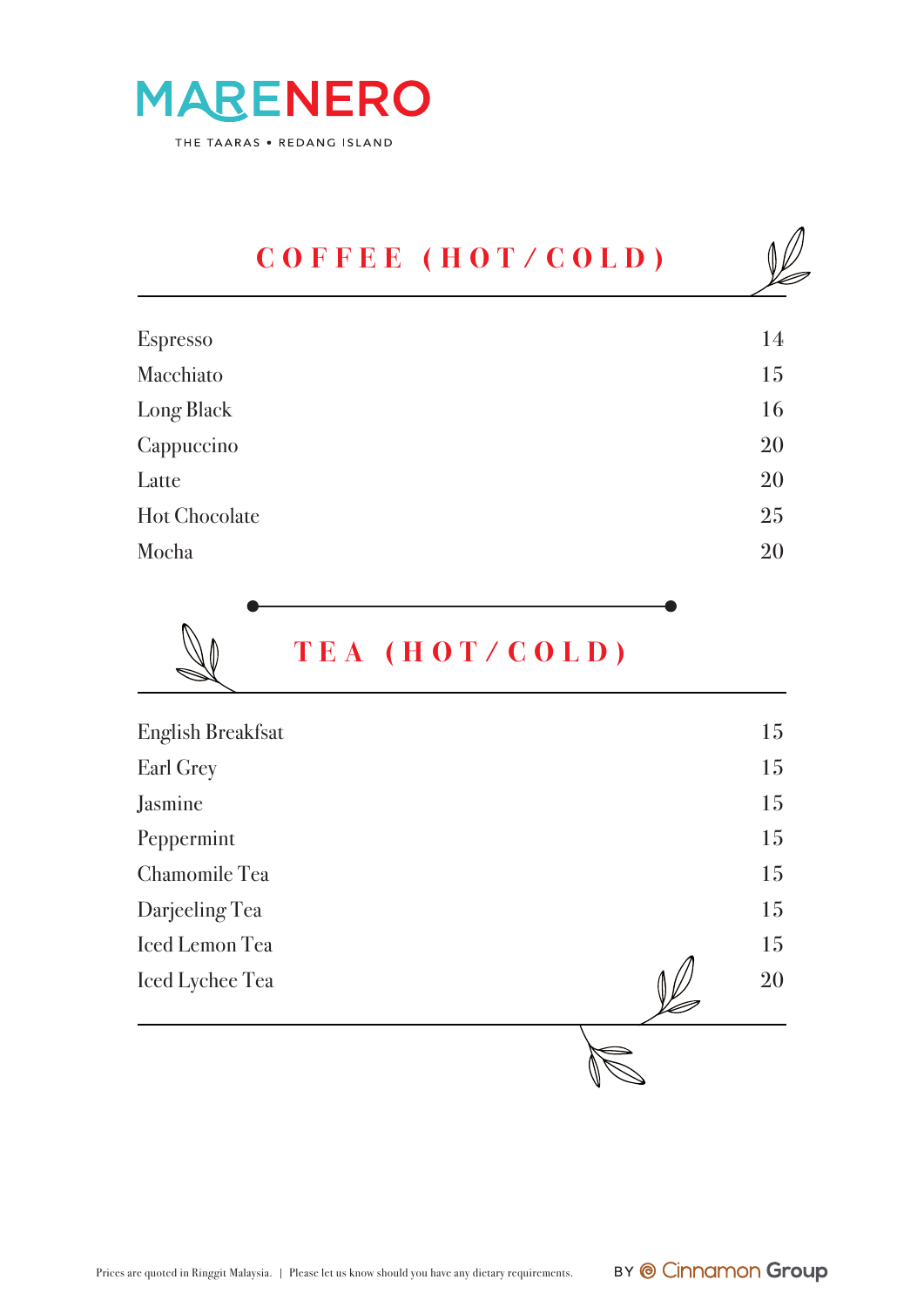# MARENERO

THE TAARAS • REDANG ISLAND

## COFFEE (HOT/COLD)

| | |
|---|---|
| Espresso | 14 |
| Macchiato | 15 |
| Long Black | 16 |
| Cappuccino | 20 |
| Latte | 20 |
| Hot Chocolate | 25 |
| Mocha | 20 |

## TEA (HOT/COLD)

| | |
|---|---|
| English Breakfsat | 15 |
| Earl Grey | 15 |
| Jasmine | 15 |
| Peppermint | 15 |
| Chamomile Tea | 15 |
| Darjeeling Tea | 15 |
| Iced Lemon Tea | 15 |
| Iced Lychee Tea | 20 |

Prices are quoted in Ringgit Malaysia. | Please let us know should you have any dietary requirements.

BY Cinnamon Group